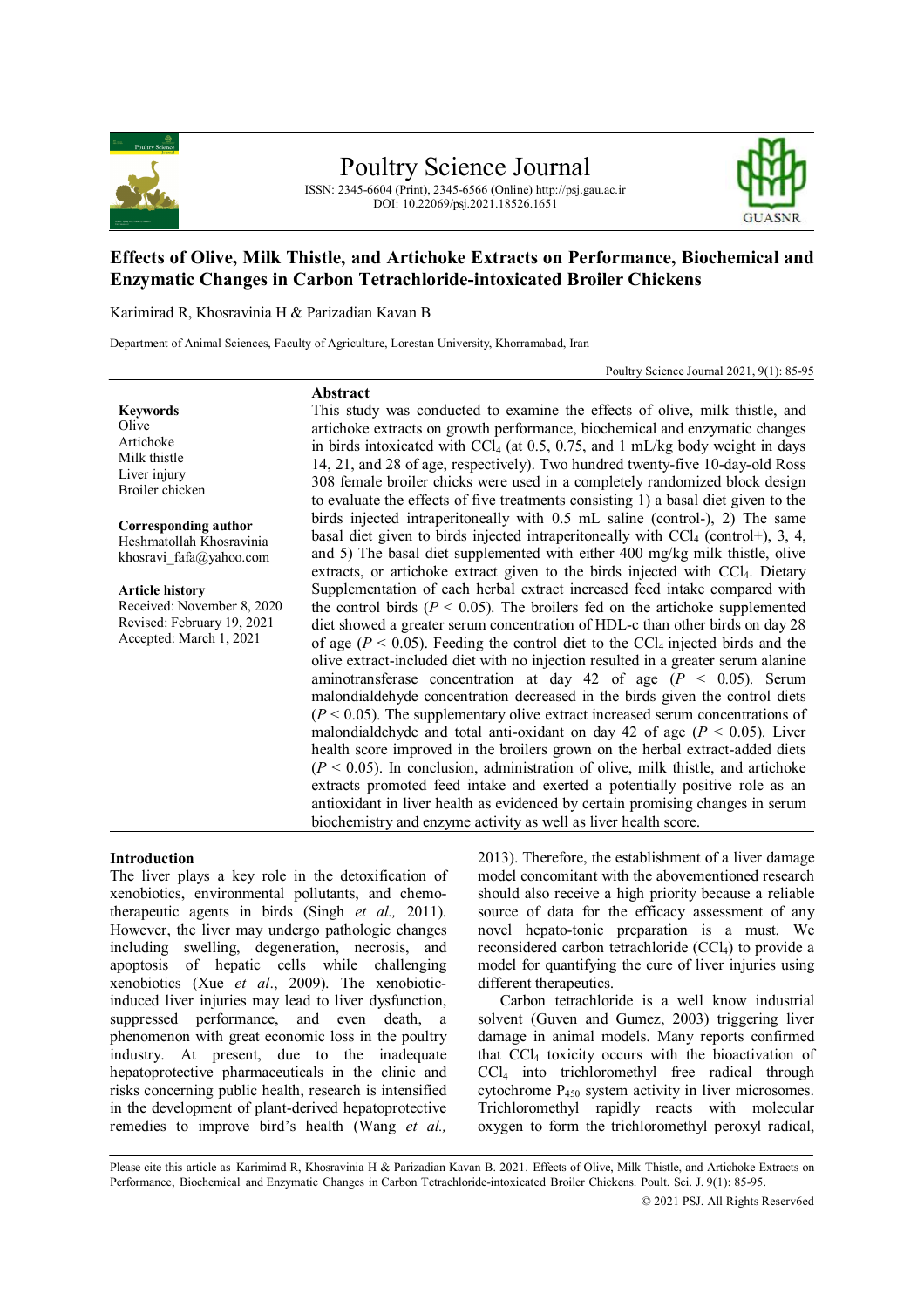# Poultry Science Journal

ISSN: 2345-6604 (Print), 2345-6566 (Online) http://psj.gau.ac.ir
DOI: 10.22069/psj.2021.18526.1651

## Effects of Olive, Milk Thistle, and Artichoke Extracts on Performance, Biochemical and Enzymatic Changes in Carbon Tetrachloride-intoxicated Broiler Chickens

Karimirad R, Khosravinia H & Parizadian Kavan B

Department of Animal Sciences, Faculty of Agriculture, Lorestan University, Khorramabad, Iran

Poultry Science Journal 2021, 9(1): 85-95

**Keywords**
Olive
Artichoke
Milk thistle
Liver injury
Broiler chicken

**Corresponding author**
Heshmatollah Khosravinia
khosravi_fafa@yahoo.com

**Article history**
Received: November 8, 2020
Revised: February 19, 2021
Accepted: March 1, 2021

### Abstract

This study was conducted to examine the effects of olive, milk thistle, and artichoke extracts on growth performance, biochemical and enzymatic changes in birds intoxicated with $CCl_4$ (at 0.5, 0.75, and 1 mL/kg body weight in days 14, 21, and 28 of age, respectively). Two hundred twenty-five 10-day-old Ross 308 female broiler chicks were used in a completely randomized block design to evaluate the effects of five treatments consisting 1) a basal diet given to the birds injected intraperitoneally with 0.5 mL saline (control-), 2) The same basal diet given to birds injected intraperitoneally with $CCl_4$ (control+), 3, 4, and 5) The basal diet supplemented with either 400 mg/kg milk thistle, olive extracts, or artichoke extract given to the birds injected with $CCl_4$. Dietary Supplementation of each herbal extract increased feed intake compared with the control birds ($P < 0.05$). The broilers fed on the artichoke supplemented diet showed a greater serum concentration of HDL-c than other birds on day 28 of age ($P < 0.05$). Feeding the control diet to the $CCl_4$ injected birds and the olive extract-included diet with no injection resulted in a greater serum alanine aminotransferase concentration at day 42 of age ($P < 0.05$). Serum malondialdehyde concentration decreased in the birds given the control diets ($P < 0.05$). The supplementary olive extract increased serum concentrations of malondialdehyde and total anti-oxidant on day 42 of age ($P < 0.05$). Liver health score improved in the broilers grown on the herbal extract-added diets ($P < 0.05$). In conclusion, administration of olive, milk thistle, and artichoke extracts promoted feed intake and exerted a potentially positive role as an antioxidant in liver health as evidenced by certain promising changes in serum biochemistry and enzyme activity as well as liver health score.

### Introduction

The liver plays a key role in the detoxification of xenobiotics, environmental pollutants, and chemotherapeutic agents in birds (Singh *et al.,* 2011). However, the liver may undergo pathologic changes including swelling, degeneration, necrosis, and apoptosis of hepatic cells while challenging xenobiotics (Xue *et al*., 2009). The xenobiotic-induced liver injuries may lead to liver dysfunction, suppressed performance, and even death, a phenomenon with great economic loss in the poultry industry. At present, due to the inadequate hepatoprotective pharmaceuticals in the clinic and risks concerning public health, research is intensified in the development of plant-derived hepatoprotective remedies to improve bird's health (Wang *et al.,* 2013). Therefore, the establishment of a liver damage model concomitant with the abovementioned research should also receive a high priority because a reliable source of data for the efficacy assessment of any novel hepato-tonic preparation is a must. We reconsidered carbon tetrachloride ($CCl_4$) to provide a model for quantifying the cure of liver injuries using different therapeutics.

Carbon tetrachloride is a well know industrial solvent (Guven and Gumez, 2003) triggering liver damage in animal models. Many reports confirmed that $CCl_4$ toxicity occurs with the bioactivation of $CCl_4$ into trichloromethyl free radical through cytochrome $P_{450}$ system activity in liver microsomes. Trichloromethyl rapidly reacts with molecular oxygen to form the trichloromethyl peroxyl radical,

Please cite this article as Karimirad R, Khosravinia H & Parizadian Kavan B. 2021. Effects of Olive, Milk Thistle, and Artichoke Extracts on Performance, Biochemical and Enzymatic Changes in Carbon Tetrachloride-intoxicated Broiler Chickens. Poult. Sci. J. 9(1): 85-95.

© 2021 PSJ. All Rights Reserv6ed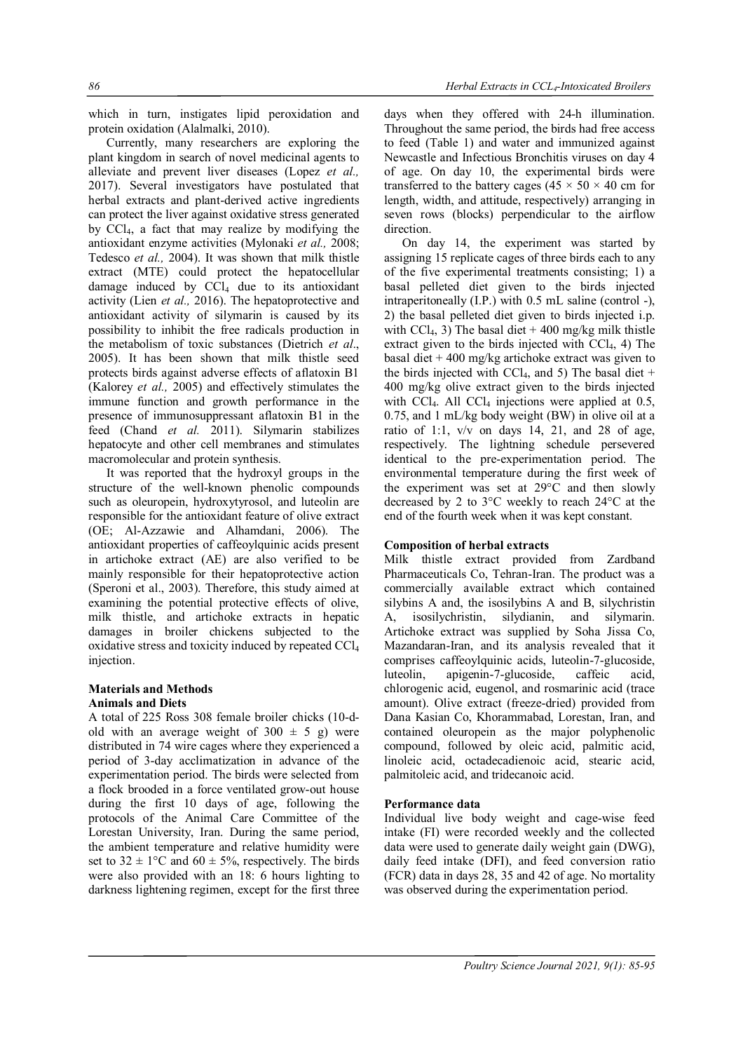which in turn, instigates lipid peroxidation and protein oxidation (Alalmalki, 2010).

Currently, many researchers are exploring the plant kingdom in search of novel medicinal agents to alleviate and prevent liver diseases (Lopez *et al.,* 2017). Several investigators have postulated that herbal extracts and plant-derived active ingredients can protect the liver against oxidative stress generated by $CCl_4$, a fact that may realize by modifying the antioxidant enzyme activities (Mylonaki *et al.,* 2008; Tedesco *et al.,* 2004). It was shown that milk thistle extract (MTE) could protect the hepatocellular damage induced by $CCl_4$ due to its antioxidant activity (Lien *et al.,* 2016). The hepatoprotective and antioxidant activity of silymarin is caused by its possibility to inhibit the free radicals production in the metabolism of toxic substances (Dietrich *et al*., 2005). It has been shown that milk thistle seed protects birds against adverse effects of aflatoxin B1 (Kalorey *et al.,* 2005) and effectively stimulates the immune function and growth performance in the presence of immunosuppressant aflatoxin B1 in the feed (Chand *et al.* 2011). Silymarin stabilizes hepatocyte and other cell membranes and stimulates macromolecular and protein synthesis.

It was reported that the hydroxyl groups in the structure of the well-known phenolic compounds such as oleuropein, hydroxytyrosol, and luteolin are responsible for the antioxidant feature of olive extract (OE; Al-Azzawie and Alhamdani, 2006). The antioxidant properties of caffeoylquinic acids present in artichoke extract (AE) are also verified to be mainly responsible for their hepatoprotective action (Speroni et al., 2003). Therefore, this study aimed at examining the potential protective effects of olive, milk thistle, and artichoke extracts in hepatic damages in broiler chickens subjected to the oxidative stress and toxicity induced by repeated $CCl_4$ injection.

## Materials and Methods

### Animals and Diets

A total of 225 Ross 308 female broiler chicks (10-d-old with an average weight of 300 ± 5 g) were distributed in 74 wire cages where they experienced a period of 3-day acclimatization in advance of the experimentation period. The birds were selected from a flock brooded in a force ventilated grow-out house during the first 10 days of age, following the protocols of the Animal Care Committee of the Lorestan University, Iran. During the same period, the ambient temperature and relative humidity were set to 32 ± 1°C and 60 ± 5%, respectively. The birds were also provided with an 18: 6 hours lighting to darkness lightening regimen, except for the first three days when they offered with 24-h illumination. Throughout the same period, the birds had free access to feed (Table 1) and water and immunized against Newcastle and Infectious Bronchitis viruses on day 4 of age. On day 10, the experimental birds were transferred to the battery cages (45 × 50 × 40 cm for length, width, and attitude, respectively) arranging in seven rows (blocks) perpendicular to the airflow direction.

On day 14, the experiment was started by assigning 15 replicate cages of three birds each to any of the five experimental treatments consisting; 1) a basal pelleted diet given to the birds injected intraperitoneally (I.P.) with 0.5 mL saline (control -), 2) the basal pelleted diet given to birds injected i.p. with $CCl_4$, 3) The basal diet + 400 mg/kg milk thistle extract given to the birds injected with $CCl_4$, 4) The basal diet + 400 mg/kg artichoke extract was given to the birds injected with $CCl_4$, and 5) The basal diet + 400 mg/kg olive extract given to the birds injected with $CCl_4$. All $CCl_4$ injections were applied at 0.5, 0.75, and 1 mL/kg body weight (BW) in olive oil at a ratio of 1:1, v/v on days 14, 21, and 28 of age, respectively. The lightning schedule persevered identical to the pre-experimentation period. The environmental temperature during the first week of the experiment was set at 29°C and then slowly decreased by 2 to 3°C weekly to reach 24°C at the end of the fourth week when it was kept constant.

### Composition of herbal extracts

Milk thistle extract provided from Zardband Pharmaceuticals Co, Tehran-Iran. The product was a commercially available extract which contained silybins A and, the isosilybins A and B, silychristin A, isosilychristin, silydianin, and silymarin. Artichoke extract was supplied by Soha Jissa Co, Mazandaran-Iran, and its analysis revealed that it comprises caffeoylquinic acids, luteolin-7-glucoside, luteolin, apigenin-7-glucoside, caffeic acid, chlorogenic acid, eugenol, and rosmarinic acid (trace amount). Olive extract (freeze-dried) provided from Dana Kasian Co, Khorammabad, Lorestan, Iran, and contained oleuropein as the major polyphenolic compound, followed by oleic acid, palmitic acid, linoleic acid, octadecadienoic acid, stearic acid, palmitoleic acid, and tridecanoic acid.

### Performance data

Individual live body weight and cage-wise feed intake (FI) were recorded weekly and the collected data were used to generate daily weight gain (DWG), daily feed intake (DFI), and feed conversion ratio (FCR) data in days 28, 35 and 42 of age. No mortality was observed during the experimentation period.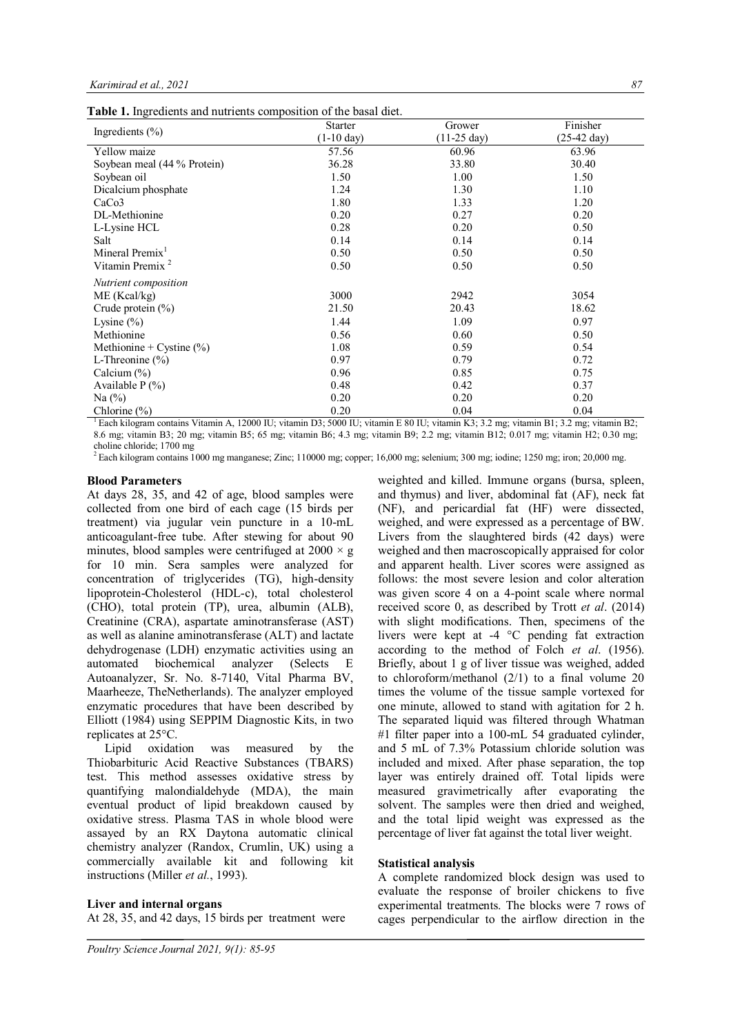**Table 1.** Ingredients and nutrients composition of the basal diet.

| Ingredients (%) | Starter (1-10 day) | Grower (11-25 day) | Finisher (25-42 day) |
|---|---|---|---|
| Yellow maize | 57.56 | 60.96 | 63.96 |
| Soybean meal (44 % Protein) | 36.28 | 33.80 | 30.40 |
| Soybean oil | 1.50 | 1.00 | 1.50 |
| Dicalcium phosphate | 1.24 | 1.30 | 1.10 |
| CaCo3 | 1.80 | 1.33 | 1.20 |
| DL-Methionine | 0.20 | 0.27 | 0.20 |
| L-Lysine HCL | 0.28 | 0.20 | 0.50 |
| Salt | 0.14 | 0.14 | 0.14 |
| Mineral Premix[1] | 0.50 | 0.50 | 0.50 |
| Vitamin Premix [2] | 0.50 | 0.50 | 0.50 |
| *Nutrient composition* | | | |
| ME (Kcal/kg) | 3000 | 2942 | 3054 |
| Crude protein (%) | 21.50 | 20.43 | 18.62 |
| Lysine (%) | 1.44 | 1.09 | 0.97 |
| Methionine | 0.56 | 0.60 | 0.50 |
| Methionine + Cystine (%) | 1.08 | 0.59 | 0.54 |
| L-Threonine (%) | 0.97 | 0.79 | 0.72 |
| Calcium (%) | 0.96 | 0.85 | 0.75 |
| Available P (%) | 0.48 | 0.42 | 0.37 |
| Na (%) | 0.20 | 0.20 | 0.20 |
| Chlorine (%) | 0.20 | 0.04 | 0.04 |

[1] Each kilogram contains Vitamin A, 12000 IU; vitamin D3; 5000 IU; vitamin E 80 IU; vitamin K3; 3.2 mg; vitamin B1; 3.2 mg; vitamin B2; 8.6 mg; vitamin B3; 20 mg; vitamin B5; 65 mg; vitamin B6; 4.3 mg; vitamin B9; 2.2 mg; vitamin B12; 0.017 mg; vitamin H2; 0.30 mg; choline chloride; 1700 mg

[2] Each kilogram contains 1000 mg manganese; Zinc; 110000 mg; copper; 16,000 mg; selenium; 300 mg; iodine; 1250 mg; iron; 20,000 mg.

**Blood Parameters**

At days 28, 35, and 42 of age, blood samples were collected from one bird of each cage (15 birds per treatment) via jugular vein puncture in a 10-mL anticoagulant-free tube. After stewing for about 90 minutes, blood samples were centrifuged at 2000 × g for 10 min. Sera samples were analyzed for concentration of triglycerides (TG), high-density lipoprotein-Cholesterol (HDL-c), total cholesterol (CHO), total protein (TP), urea, albumin (ALB), Creatinine (CRA), aspartate aminotransferase (AST) as well as alanine aminotransferase (ALT) and lactate dehydrogenase (LDH) enzymatic activities using an automated biochemical analyzer (Selects E Autoanalyzer, Sr. No. 8-7140, Vital Pharma BV, Maarheeze, TheNetherlands). The analyzer employed enzymatic procedures that have been described by Elliott (1984) using SEPPIM Diagnostic Kits, in two replicates at 25°C.

Lipid oxidation was measured by the Thiobarbituric Acid Reactive Substances (TBARS) test. This method assesses oxidative stress by quantifying malondialdehyde (MDA), the main eventual product of lipid breakdown caused by oxidative stress. Plasma TAS in whole blood were assayed by an RX Daytona automatic clinical chemistry analyzer (Randox, Crumlin, UK) using a commercially available kit and following kit instructions (Miller *et al.*, 1993).

**Liver and internal organs**

At 28, 35, and 42 days, 15 birds per treatment were weighted and killed. Immune organs (bursa, spleen, and thymus) and liver, abdominal fat (AF), neck fat (NF), and pericardial fat (HF) were dissected, weighed, and were expressed as a percentage of BW. Livers from the slaughtered birds (42 days) were weighed and then macroscopically appraised for color and apparent health. Liver scores were assigned as follows: the most severe lesion and color alteration was given score 4 on a 4-point scale where normal received score 0, as described by Trott *et al*. (2014) with slight modifications. Then, specimens of the livers were kept at -4 °C pending fat extraction according to the method of Folch *et al*. (1956). Briefly, about 1 g of liver tissue was weighed, added to chloroform/methanol (2/1) to a final volume 20 times the volume of the tissue sample vortexed for one minute, allowed to stand with agitation for 2 h. The separated liquid was filtered through Whatman #1 filter paper into a 100-mL 54 graduated cylinder, and 5 mL of 7.3% Potassium chloride solution was included and mixed. After phase separation, the top layer was entirely drained off. Total lipids were measured gravimetrically after evaporating the solvent. The samples were then dried and weighed, and the total lipid weight was expressed as the percentage of liver fat against the total liver weight.

**Statistical analysis**

A complete randomized block design was used to evaluate the response of broiler chickens to five experimental treatments. The blocks were 7 rows of cages perpendicular to the airflow direction in the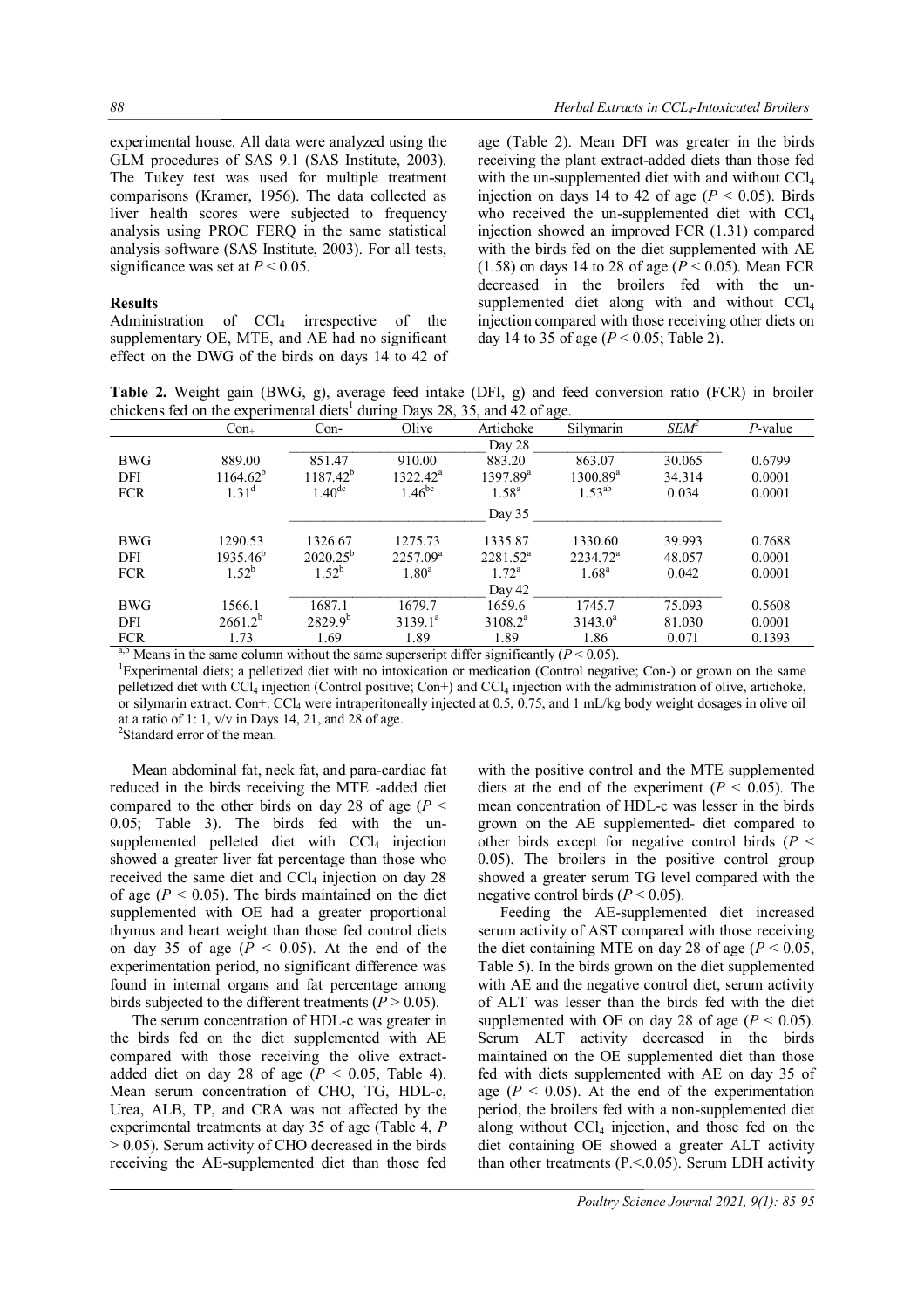experimental house. All data were analyzed using the GLM procedures of SAS 9.1 (SAS Institute, 2003). The Tukey test was used for multiple treatment comparisons (Kramer, 1956). The data collected as liver health scores were subjected to frequency analysis using PROC FERQ in the same statistical analysis software (SAS Institute, 2003). For all tests, significance was set at $P < 0.05$.

### Results

Administration of $CCl_4$ irrespective of the supplementary OE, MTE, and AE had no significant effect on the DWG of the birds on days 14 to 42 of age (Table 2). Mean DFI was greater in the birds receiving the plant extract-added diets than those fed with the un-supplemented diet with and without $CCl_4$ injection on days 14 to 42 of age ($P < 0.05$). Birds who received the un-supplemented diet with $CCl_4$ injection showed an improved FCR (1.31) compared with the birds fed on the diet supplemented with AE (1.58) on days 14 to 28 of age ($P < 0.05$). Mean FCR decreased in the broilers fed with the un-supplemented diet along with and without $CCl_4$ injection compared with those receiving other diets on day 14 to 35 of age ($P < 0.05$; Table 2).

**Table 2.** Weight gain (BWG, g), average feed intake (DFI, g) and feed conversion ratio (FCR) in broiler chickens fed on the experimental diets[1] during Days 28, 35, and 42 of age.

| | Con+ | Con- | Olive | Artichoke | Silymarin | SEM[2] | P-value |
|---|---|---|---|---|---|---|---|
| | | | | Day 28 | | | |
| BWG | 889.00 | 851.47 | 910.00 | 883.20 | 863.07 | 30.065 | 0.6799 |
| DFI | 1164.62[b] | 1187.42[b] | 1322.42[a] | 1397.89[a] | 1300.89[a] | 34.314 | 0.0001 |
| FCR | 1.31[d] | 1.40[dc] | 1.46[bc] | 1.58[a] | 1.53[ab] | 0.034 | 0.0001 |
| | | | | Day 35 | | | |
| BWG | 1290.53 | 1326.67 | 1275.73 | 1335.87 | 1330.60 | 39.993 | 0.7688 |
| DFI | 1935.46[b] | 2020.25[b] | 2257.09[a] | 2281.52[a] | 2234.72[a] | 48.057 | 0.0001 |
| FCR | 1.52[b] | 1.52[b] | 1.80[a] | 1.72[a] | 1.68[a] | 0.042 | 0.0001 |
| | | | | Day 42 | | | |
| BWG | 1566.1 | 1687.1 | 1679.7 | 1659.6 | 1745.7 | 75.093 | 0.5608 |
| DFI | 2661.2[b] | 2829.9[b] | 3139.1[a] | 3108.2[a] | 3143.0[a] | 81.030 | 0.0001 |
| FCR | 1.73 | 1.69 | 1.89 | 1.89 | 1.86 | 0.071 | 0.1393 |

[a,b] Means in the same column without the same superscript differ significantly ($P < 0.05$).
[1]Experimental diets; a pelletized diet with no intoxication or medication (Control negative; Con-) or grown on the same pelletized diet with $CCl_4$ injection (Control positive; Con+) and $CCl_4$ injection with the administration of olive, artichoke, or silymarin extract. Con+: $CCl_4$ were intraperitoneally injected at 0.5, 0.75, and 1 mL/kg body weight dosages in olive oil at a ratio of 1: 1, v/v in Days 14, 21, and 28 of age.
[2]Standard error of the mean.

Mean abdominal fat, neck fat, and para-cardiac fat reduced in the birds receiving the MTE -added diet compared to the other birds on day 28 of age ($P < 0.05$; Table 3). The birds fed with the un-supplemented pelleted diet with $CCl_4$ injection showed a greater liver fat percentage than those who received the same diet and $CCl_4$ injection on day 28 of age ($P < 0.05$). The birds maintained on the diet supplemented with OE had a greater proportional thymus and heart weight than those fed control diets on day 35 of age ($P < 0.05$). At the end of the experimentation period, no significant difference was found in internal organs and fat percentage among birds subjected to the different treatments ($P > 0.05$).

The serum concentration of HDL-c was greater in the birds fed on the diet supplemented with AE compared with those receiving the olive extract-added diet on day 28 of age ($P < 0.05$, Table 4). Mean serum concentration of CHO, TG, HDL-c, Urea, ALB, TP, and CRA was not affected by the experimental treatments at day 35 of age (Table 4, $P > 0.05$). Serum activity of CHO decreased in the birds receiving the AE-supplemented diet than those fed with the positive control and the MTE supplemented diets at the end of the experiment ($P < 0.05$). The mean concentration of HDL-c was lesser in the birds grown on the AE supplemented- diet compared to other birds except for negative control birds ($P < 0.05$). The broilers in the positive control group showed a greater serum TG level compared with the negative control birds ($P < 0.05$).

Feeding the AE-supplemented diet increased serum activity of AST compared with those receiving the diet containing MTE on day 28 of age ($P < 0.05$, Table 5). In the birds grown on the diet supplemented with AE and the negative control diet, serum activity of ALT was lesser than the birds fed with the diet supplemented with OE on day 28 of age ($P < 0.05$). Serum ALT activity decreased in the birds maintained on the OE supplemented diet than those fed with diets supplemented with AE on day 35 of age ($P < 0.05$). At the end of the experimentation period, the broilers fed with a non-supplemented diet along without $CCl_4$ injection, and those fed on the diet containing OE showed a greater ALT activity than other treatments (P.<.0.05). Serum LDH activity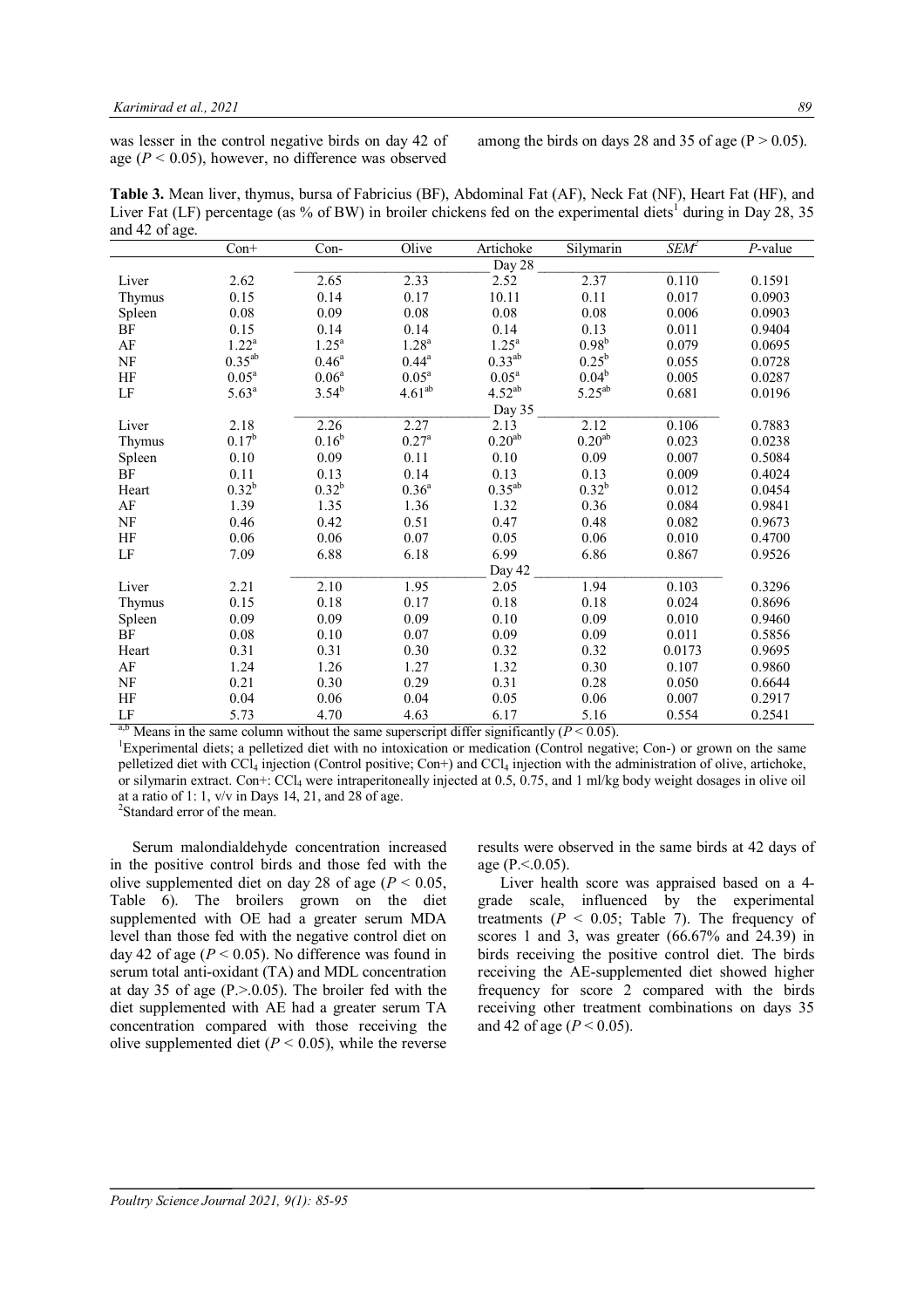was lesser in the control negative birds on day 42 of age ($P < 0.05$), however, no difference was observed among the birds on days 28 and 35 of age ($P > 0.05$).

**Table 3.** Mean liver, thymus, bursa of Fabricius (BF), Abdominal Fat (AF), Neck Fat (NF), Heart Fat (HF), and Liver Fat (LF) percentage (as % of BW) in broiler chickens fed on the experimental diets[1] during in Day 28, 35 and 42 of age.

| | Con+ | Con- | Olive | Artichoke | Silymarin | SEM[2] | *P*-value |
|---|---|---|---|---|---|---|---|
| | | | | Day 28 | | | |
| Liver | 2.62 | 2.65 | 2.33 | 2.52 | 2.37 | 0.110 | 0.1591 |
| Thymus | 0.15 | 0.14 | 0.17 | 10.11 | 0.11 | 0.017 | 0.0903 |
| Spleen | 0.08 | 0.09 | 0.08 | 0.08 | 0.08 | 0.006 | 0.0903 |
| BF | 0.15 | 0.14 | 0.14 | 0.14 | 0.13 | 0.011 | 0.9404 |
| AF | 1.22[a] | 1.25[a] | 1.28[a] | 1.25[a] | 0.98[b] | 0.079 | 0.0695 |
| NF | 0.35[ab] | 0.46[a] | 0.44[a] | 0.33[ab] | 0.25[b] | 0.055 | 0.0728 |
| HF | 0.05[a] | 0.06[a] | 0.05[a] | 0.05[a] | 0.04[b] | 0.005 | 0.0287 |
| LF | 5.63[a] | 3.54[b] | 4.61[ab] | 4.52[ab] | 5.25[ab] | 0.681 | 0.0196 |
| | | | | Day 35 | | | |
| Liver | 2.18 | 2.26 | 2.27 | 2.13 | 2.12 | 0.106 | 0.7883 |
| Thymus | 0.17[b] | 0.16[b] | 0.27[a] | 0.20[ab] | 0.20[ab] | 0.023 | 0.0238 |
| Spleen | 0.10 | 0.09 | 0.11 | 0.10 | 0.09 | 0.007 | 0.5084 |
| BF | 0.11 | 0.13 | 0.14 | 0.13 | 0.13 | 0.009 | 0.4024 |
| Heart | 0.32[b] | 0.32[b] | 0.36[a] | 0.35[ab] | 0.32[b] | 0.012 | 0.0454 |
| AF | 1.39 | 1.35 | 1.36 | 1.32 | 0.36 | 0.084 | 0.9841 |
| NF | 0.46 | 0.42 | 0.51 | 0.47 | 0.48 | 0.082 | 0.9673 |
| HF | 0.06 | 0.06 | 0.07 | 0.05 | 0.06 | 0.010 | 0.4700 |
| LF | 7.09 | 6.88 | 6.18 | 6.99 | 6.86 | 0.867 | 0.9526 |
| | | | | Day 42 | | | |
| Liver | 2.21 | 2.10 | 1.95 | 2.05 | 1.94 | 0.103 | 0.3296 |
| Thymus | 0.15 | 0.18 | 0.17 | 0.18 | 0.18 | 0.024 | 0.8696 |
| Spleen | 0.09 | 0.09 | 0.09 | 0.10 | 0.09 | 0.010 | 0.9460 |
| BF | 0.08 | 0.10 | 0.07 | 0.09 | 0.09 | 0.011 | 0.5856 |
| Heart | 0.31 | 0.31 | 0.30 | 0.32 | 0.32 | 0.0173 | 0.9695 |
| AF | 1.24 | 1.26 | 1.27 | 1.32 | 0.30 | 0.107 | 0.9860 |
| NF | 0.21 | 0.30 | 0.29 | 0.31 | 0.28 | 0.050 | 0.6644 |
| HF | 0.04 | 0.06 | 0.04 | 0.05 | 0.06 | 0.007 | 0.2917 |
| LF | 5.73 | 4.70 | 4.63 | 6.17 | 5.16 | 0.554 | 0.2541 |

[a,b] Means in the same column without the same superscript differ significantly ($P < 0.05$).

[1]Experimental diets; a pelletized diet with no intoxication or medication (Control negative; Con-) or grown on the same pelletized diet with $CCl_4$ injection (Control positive; Con+) and $CCl_4$ injection with the administration of olive, artichoke, or silymarin extract. Con+: $CCl_4$ were intraperitoneally injected at 0.5, 0.75, and 1 ml/kg body weight dosages in olive oil at a ratio of 1: 1, v/v in Days 14, 21, and 28 of age.

[2]Standard error of the mean.

Serum malondialdehyde concentration increased in the positive control birds and those fed with the olive supplemented diet on day 28 of age ($P < 0.05$, Table 6). The broilers grown on the diet supplemented with OE had a greater serum MDA level than those fed with the negative control diet on day 42 of age ($P < 0.05$). No difference was found in serum total anti-oxidant (TA) and MDL concentration at day 35 of age ($P.>.0.05$). The broiler fed with the diet supplemented with AE had a greater serum TA concentration compared with those receiving the olive supplemented diet ($P < 0.05$), while the reverse results were observed in the same birds at 42 days of age ($P.<.0.05$).

Liver health score was appraised based on a 4-grade scale, influenced by the experimental treatments ($P < 0.05$; Table 7). The frequency of scores 1 and 3, was greater (66.67% and 24.39) in birds receiving the positive control diet. The birds receiving the AE-supplemented diet showed higher frequency for score 2 compared with the birds receiving other treatment combinations on days 35 and 42 of age ($P < 0.05$).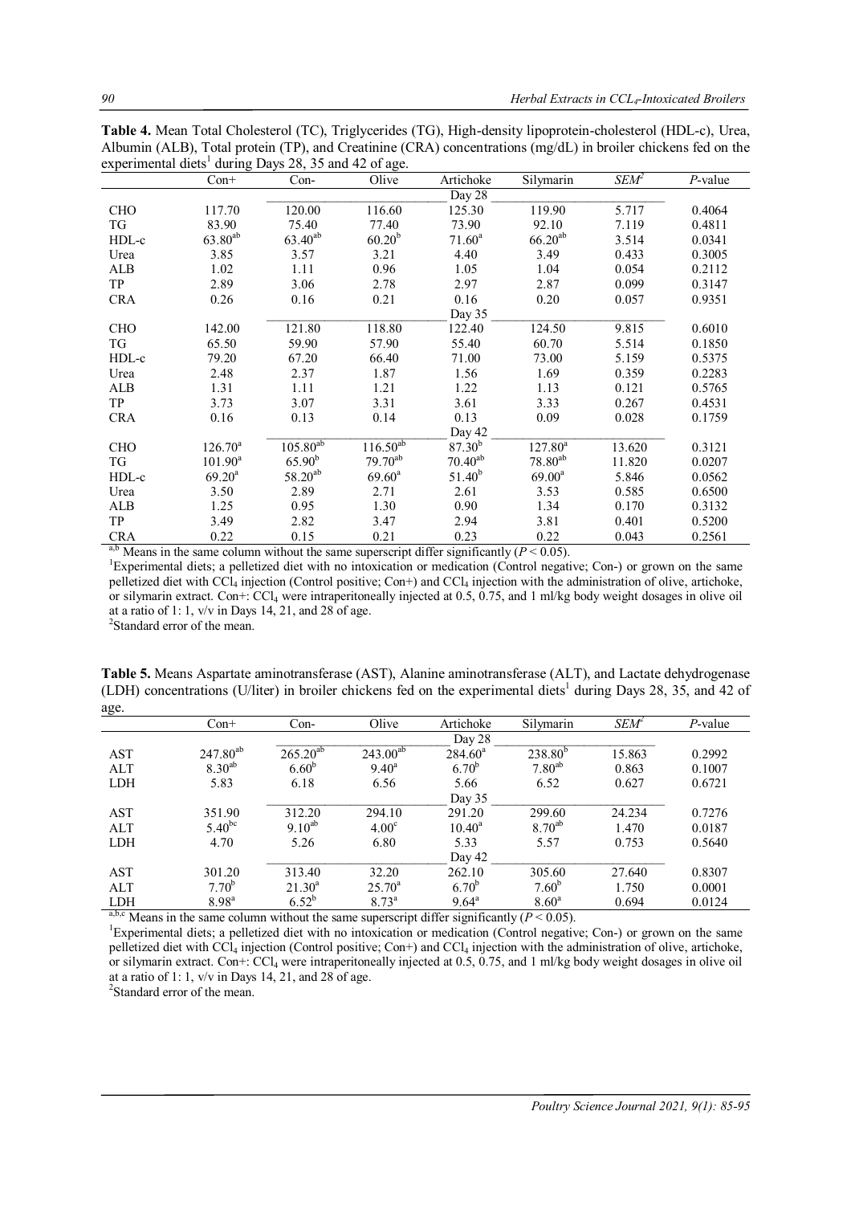**Table 4.** Mean Total Cholesterol (TC), Triglycerides (TG), High-density lipoprotein-cholesterol (HDL-c), Urea, Albumin (ALB), Total protein (TP), and Creatinine (CRA) concentrations (mg/dL) in broiler chickens fed on the experimental diets[1] during Days 28, 35 and 42 of age.

| | Con+ | Con- | Olive | Artichoke | Silymarin | SEM[2] | *P*-value |
|---|---|---|---|---|---|---|---|
| | | | | Day 28 | | | |
| CHO | 117.70 | 120.00 | 116.60 | 125.30 | 119.90 | 5.717 | 0.4064 |
| TG | 83.90 | 75.40 | 77.40 | 73.90 | 92.10 | 7.119 | 0.4811 |
| HDL-c | 63.80[ab] | 63.40[ab] | 60.20[b] | 71.60[a] | 66.20[ab] | 3.514 | 0.0341 |
| Urea | 3.85 | 3.57 | 3.21 | 4.40 | 3.49 | 0.433 | 0.3005 |
| ALB | 1.02 | 1.11 | 0.96 | 1.05 | 1.04 | 0.054 | 0.2112 |
| TP | 2.89 | 3.06 | 2.78 | 2.97 | 2.87 | 0.099 | 0.3147 |
| CRA | 0.26 | 0.16 | 0.21 | 0.16 | 0.20 | 0.057 | 0.9351 |
| | | | | Day 35 | | | |
| CHO | 142.00 | 121.80 | 118.80 | 122.40 | 124.50 | 9.815 | 0.6010 |
| TG | 65.50 | 59.90 | 57.90 | 55.40 | 60.70 | 5.514 | 0.1850 |
| HDL-c | 79.20 | 67.20 | 66.40 | 71.00 | 73.00 | 5.159 | 0.5375 |
| Urea | 2.48 | 2.37 | 1.87 | 1.56 | 1.69 | 0.359 | 0.2283 |
| ALB | 1.31 | 1.11 | 1.21 | 1.22 | 1.13 | 0.121 | 0.5765 |
| TP | 3.73 | 3.07 | 3.31 | 3.61 | 3.33 | 0.267 | 0.4531 |
| CRA | 0.16 | 0.13 | 0.14 | 0.13 | 0.09 | 0.028 | 0.1759 |
| | | | | Day 42 | | | |
| CHO | 126.70[a] | 105.80[ab] | 116.50[ab] | 87.30[b] | 127.80[a] | 13.620 | 0.3121 |
| TG | 101.90[a] | 65.90[b] | 79.70[ab] | 70.40[ab] | 78.80[ab] | 11.820 | 0.0207 |
| HDL-c | 69.20[a] | 58.20[ab] | 69.60[a] | 51.40[b] | 69.00[a] | 5.846 | 0.0562 |
| Urea | 3.50 | 2.89 | 2.71 | 2.61 | 3.53 | 0.585 | 0.6500 |
| ALB | 1.25 | 0.95 | 1.30 | 0.90 | 1.34 | 0.170 | 0.3132 |
| TP | 3.49 | 2.82 | 3.47 | 2.94 | 3.81 | 0.401 | 0.5200 |
| CRA | 0.22 | 0.15 | 0.21 | 0.23 | 0.22 | 0.043 | 0.2561 |

[a,b] Means in the same column without the same superscript differ significantly ($P < 0.05$).

[1]Experimental diets; a pelletized diet with no intoxication or medication (Control negative; Con-) or grown on the same pelletized diet with $CCl_4$ injection (Control positive; Con+) and $CCl_4$ injection with the administration of olive, artichoke, or silymarin extract. Con+: $CCl_4$ were intraperitoneally injected at 0.5, 0.75, and 1 ml/kg body weight dosages in olive oil at a ratio of 1: 1, v/v in Days 14, 21, and 28 of age.

[2]Standard error of the mean.

**Table 5.** Means Aspartate aminotransferase (AST), Alanine aminotransferase (ALT), and Lactate dehydrogenase (LDH) concentrations (U/liter) in broiler chickens fed on the experimental diets[1] during Days 28, 35, and 42 of age.

| | Con+ | Con- | Olive | Artichoke | Silymarin | SEM[2] | *P*-value |
|---|---|---|---|---|---|---|---|
| | | | | Day 28 | | | |
| AST | 247.80[ab] | 265.20[ab] | 243.00[ab] | 284.60[a] | 238.80[b] | 15.863 | 0.2992 |
| ALT | 8.30[ab] | 6.60[b] | 9.40[a] | 6.70[b] | 7.80[ab] | 0.863 | 0.1007 |
| LDH | 5.83 | 6.18 | 6.56 | 5.66 | 6.52 | 0.627 | 0.6721 |
| | | | | Day 35 | | | |
| AST | 351.90 | 312.20 | 294.10 | 291.20 | 299.60 | 24.234 | 0.7276 |
| ALT | 5.40[bc] | 9.10[ab] | 4.00[c] | 10.40[a] | 8.70[ab] | 1.470 | 0.0187 |
| LDH | 4.70 | 5.26 | 6.80 | 5.33 | 5.57 | 0.753 | 0.5640 |
| | | | | Day 42 | | | |
| AST | 301.20 | 313.40 | 32.20 | 262.10 | 305.60 | 27.640 | 0.8307 |
| ALT | 7.70[b] | 21.30[a] | 25.70[a] | 6.70[b] | 7.60[b] | 1.750 | 0.0001 |
| LDH | 8.98[a] | 6.52[b] | 8.73[a] | 9.64[a] | 8.60[a] | 0.694 | 0.0124 |

[a,b,c] Means in the same column without the same superscript differ significantly ($P < 0.05$).

[1]Experimental diets; a pelletized diet with no intoxication or medication (Control negative; Con-) or grown on the same pelletized diet with $CCl_4$ injection (Control positive; Con+) and $CCl_4$ injection with the administration of olive, artichoke, or silymarin extract. Con+: $CCl_4$ were intraperitoneally injected at 0.5, 0.75, and 1 ml/kg body weight dosages in olive oil at a ratio of 1: 1, v/v in Days 14, 21, and 28 of age.

[2]Standard error of the mean.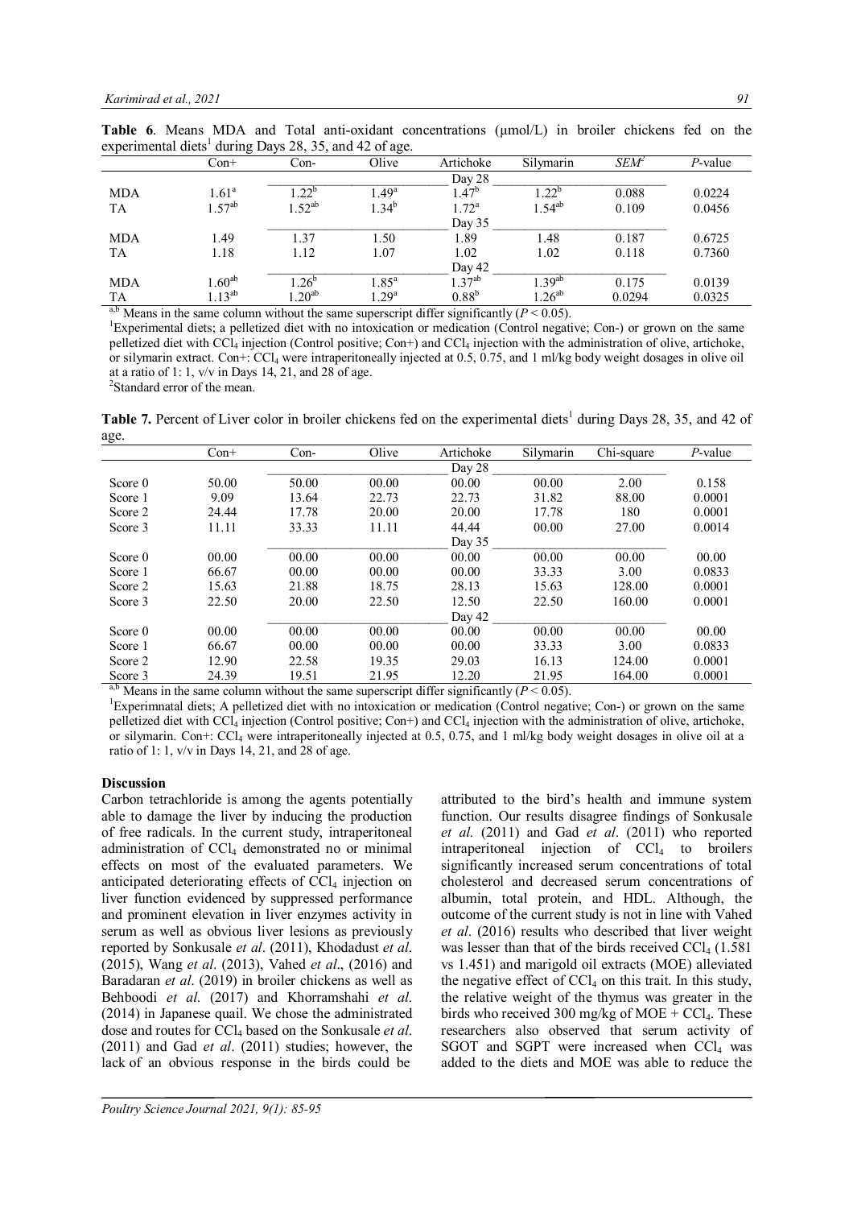**Table 6**. Means MDA and Total anti-oxidant concentrations (µmol/L) in broiler chickens fed on the experimental diets[1] during Days 28, 35, and 42 of age.

| | Con+ | Con- | Olive | Artichoke | Silymarin | $SEM^2$ | *P*-value |
|---|---|---|---|---|---|---|---|
| | | | | Day 28 | | | |
| MDA | $1.61^{a}$ | $1.22^{b}$ | $1.49^{a}$ | $1.47^{b}$ | $1.22^{b}$ | 0.088 | 0.0224 |
| TA | $1.57^{ab}$ | $1.52^{ab}$ | $1.34^{b}$ | $1.72^{a}$ | $1.54^{ab}$ | 0.109 | 0.0456 |
| | | | | Day 35 | | | |
| MDA | 1.49 | 1.37 | 1.50 | 1.89 | 1.48 | 0.187 | 0.6725 |
| TA | 1.18 | 1.12 | 1.07 | 1.02 | 1.02 | 0.118 | 0.7360 |
| | | | | Day 42 | | | |
| MDA | $1.60^{ab}$ | $1.26^{b}$ | $1.85^{a}$ | $1.37^{ab}$ | $1.39^{ab}$ | 0.175 | 0.0139 |
| TA | $1.13^{ab}$ | $1.20^{ab}$ | $1.29^{a}$ | $0.88^{b}$ | $1.26^{ab}$ | 0.0294 | 0.0325 |

[a,b] Means in the same column without the same superscript differ significantly ($P < 0.05$).
[1]Experimental diets; a pelletized diet with no intoxication or medication (Control negative; Con-) or grown on the same pelletized diet with $CCl_4$ injection (Control positive; Con+) and $CCl_4$ injection with the administration of olive, artichoke, or silymarin extract. Con+: $CCl_4$ were intraperitoneally injected at 0.5, 0.75, and 1 ml/kg body weight dosages in olive oil at a ratio of 1: 1, v/v in Days 14, 21, and 28 of age.
[2]Standard error of the mean.

**Table 7.** Percent of Liver color in broiler chickens fed on the experimental diets[1] during Days 28, 35, and 42 of age.

| | Con+ | Con- | Olive | Artichoke | Silymarin | Chi-square | *P*-value |
|---|---|---|---|---|---|---|---|
| | | | | Day 28 | | | |
| Score 0 | 50.00 | 50.00 | 00.00 | 00.00 | 00.00 | 2.00 | 0.158 |
| Score 1 | 9.09 | 13.64 | 22.73 | 22.73 | 31.82 | 88.00 | 0.0001 |
| Score 2 | 24.44 | 17.78 | 20.00 | 20.00 | 17.78 | 180 | 0.0001 |
| Score 3 | 11.11 | 33.33 | 11.11 | 44.44 | 00.00 | 27.00 | 0.0014 |
| | | | | Day 35 | | | |
| Score 0 | 00.00 | 00.00 | 00.00 | 00.00 | 00.00 | 00.00 | 00.00 |
| Score 1 | 66.67 | 00.00 | 00.00 | 00.00 | 33.33 | 3.00 | 0.0833 |
| Score 2 | 15.63 | 21.88 | 18.75 | 28.13 | 15.63 | 128.00 | 0.0001 |
| Score 3 | 22.50 | 20.00 | 22.50 | 12.50 | 22.50 | 160.00 | 0.0001 |
| | | | | Day 42 | | | |
| Score 0 | 00.00 | 00.00 | 00.00 | 00.00 | 00.00 | 00.00 | 00.00 |
| Score 1 | 66.67 | 00.00 | 00.00 | 00.00 | 33.33 | 3.00 | 0.0833 |
| Score 2 | 12.90 | 22.58 | 19.35 | 29.03 | 16.13 | 124.00 | 0.0001 |
| Score 3 | 24.39 | 19.51 | 21.95 | 12.20 | 21.95 | 164.00 | 0.0001 |

[a,b] Means in the same column without the same superscript differ significantly ($P < 0.05$).
[1]Experimnatal diets; A pelletized diet with no intoxication or medication (Control negative; Con-) or grown on the same pelletized diet with $CCl_4$ injection (Control positive; Con+) and $CCl_4$ injection with the administration of olive, artichoke, or silymarin. Con+: $CCl_4$ were intraperitoneally injected at 0.5, 0.75, and 1 ml/kg body weight dosages in olive oil at a ratio of 1: 1, v/v in Days 14, 21, and 28 of age.

## Discussion

Carbon tetrachloride is among the agents potentially able to damage the liver by inducing the production of free radicals. In the current study, intraperitoneal administration of $CCl_4$ demonstrated no or minimal effects on most of the evaluated parameters. We anticipated deteriorating effects of $CCl_4$ injection on liver function evidenced by suppressed performance and prominent elevation in liver enzymes activity in serum as well as obvious liver lesions as previously reported by Sonkusale *et al*. (2011), Khodadust *et al*. (2015), Wang *et al*. (2013), Vahed *et al*., (2016) and Baradaran *et al*. (2019) in broiler chickens as well as Behboodi *et al*. (2017) and Khorramshahi *et al*. (2014) in Japanese quail. We chose the administrated dose and routes for $CCl_4$ based on the Sonkusale *et al*. (2011) and Gad *et al*. (2011) studies; however, the lack of an obvious response in the birds could be attributed to the bird's health and immune system function. Our results disagree findings of Sonkusale *et al.* (2011) and Gad *et al*. (2011) who reported intraperitoneal injection of $CCl_4$ to broilers significantly increased serum concentrations of total cholesterol and decreased serum concentrations of albumin, total protein, and HDL. Although, the outcome of the current study is not in line with Vahed *et al*. (2016) results who described that liver weight was lesser than that of the birds received $CCl_4$ (1.581 vs 1.451) and marigold oil extracts (MOE) alleviated the negative effect of $CCl_4$ on this trait. In this study, the relative weight of the thymus was greater in the birds who received 300 mg/kg of MOE + $CCl_4$. These researchers also observed that serum activity of SGOT and SGPT were increased when $CCl_4$ was added to the diets and MOE was able to reduce the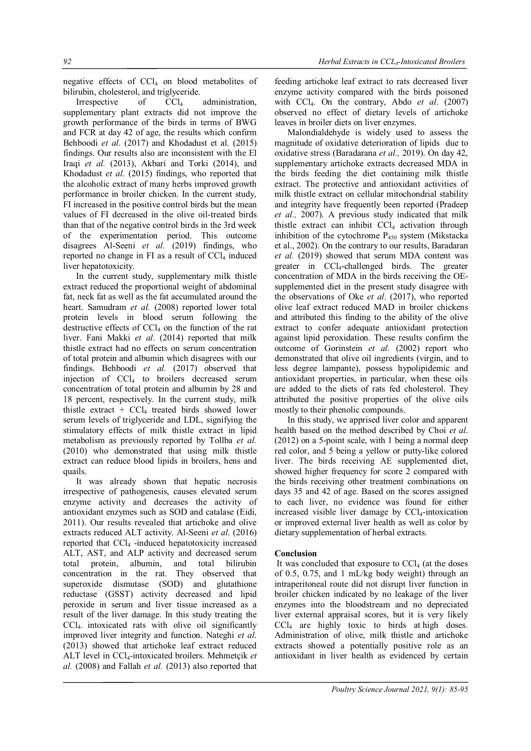negative effects of $CCl_4$ on blood metabolites of bilirubin, cholesterol, and triglyceride.

Irrespective of $CCl_4$ administration, supplementary plant extracts did not improve the growth performance of the birds in terms of BWG and FCR at day 42 of age, the results which confirm Behboodi *et al*. (2017) and Khodadust et al. (2015) findings. Our results also are inconsistent with the El Iraqi *et al.* (2013), Akbari and Torki (2014), and Khodadust *et al*. (2015) findings, who reported that the alcoholic extract of many herbs improved growth performance in broiler chicken. In the current study, FI increased in the positive control birds but the mean values of FI decreased in the olive oil-treated birds than that of the negative control birds in the 3rd week of the experimentation period. This outcome disagrees Al-Seeni *et al.* (2019) findings, who reported no change in FI as a result of $CCl_4$ induced liver hepatotoxicity.

In the current study, supplementary milk thistle extract reduced the proportional weight of abdominal fat, neck fat as well as the fat accumulated around the heart. Samudram *et al.* (2008) reported lower total protein levels in blood serum following the destructive effects of $CCl_4$ on the function of the rat liver. Fani Makki *et al*. (2014) reported that milk thistle extract had no effects on serum concentration of total protein and albumin which disagrees with our findings. Behboodi *et al.* (2017) observed that injection of $CCl_4$ to broilers decreased serum concentration of total protein and albumin by 28 and 18 percent, respectively. In the current study, milk thistle extract + $CCl_4$ treated birds showed lower serum levels of triglyceride and LDL, signifying the stimulatory effects of milk thistle extract in lipid metabolism as previously reported by Tollba *et al.* (2010) who demonstrated that using milk thistle extract can reduce blood lipids in broilers, hens and quails.

It was already shown that hepatic necrosis irrespective of pathogenesis, causes elevated serum enzyme activity and decreases the activity of antioxidant enzymes such as SOD and catalase (Eidi, 2011). Our results revealed that artichoke and olive extracts reduced ALT activity. Al-Seeni *et al*. (2016) reported that $CCl_4$ -induced hepatotoxicity increased ALT, AST, and ALP activity and decreased serum total protein, albumin, and total bilirubin concentration in the rat. They observed that superoxide dismutase (SOD) and glutathione reductase (GSST) activity decreased and lipid peroxide in serum and liver tissue increased as a result of the liver damage. In this study treating the $CCl_4$ intoxicated rats with olive oil significantly improved liver integrity and function. Nateghi *et al*. (2013) showed that artichoke leaf extract reduced ALT level in $CCl_4$-intoxicated broilers. Mehmetçik *et al.* (2008) and Fallah *et al.* (2013) also reported that feeding artichoke leaf extract to rats decreased liver enzyme activity compared with the birds poisoned with $CCl_4$. On the contrary, Abdo *et al*. (2007) observed no effect of dietary levels of artichoke leaves in broiler diets on liver enzymes.

Malondialdehyde is widely used to assess the magnitude of oxidative deterioration of lipids due to oxidative stress (Baradarana *et al.,* 2019). On day 42, supplementary artichoke extracts decreased MDA in the birds feeding the diet containing milk thistle extract. The protective and antioxidant activities of milk thistle extract on cellular mitochondrial stability and integrity have frequently been reported (Pradeep *et al.,* 2007). A previous study indicated that milk thistle extract can inhibit $CCl_4$ activation through inhibition of the cytochrome $P_{450}$ system (Mikstacka et al., 2002). On the contrary to our results, Baradaran *et al.* (2019) showed that serum MDA content was greater in $CCl_4$-challenged birds. The greater concentration of MDA in the birds receiving the OE-supplemented diet in the present study disagree with the observations of Oke *et al*. (2017), who reported olive leaf extract reduced MAD in broiler chickens and attributed this finding to the ability of the olive extract to confer adequate antioxidant protection against lipid peroxidation. These results confirm the outcome of Gorinstein *et al.* (2002) report who demonstrated that olive oil ingredients (virgin, and to less degree lampante), possess hypolipidemic and antioxidant properties, in particular, when these oils are added to the diets of rats fed cholesterol. They attributed the positive properties of the olive oils mostly to their phenolic compounds.

In this study, we apprised liver color and apparent health based on the method described by Choi *et al*. (2012) on a 5-point scale, with 1 being a normal deep red color, and 5 being a yellow or putty-like colored liver. The birds receiving AE supplemented diet, showed higher frequency for score 2 compared with the birds receiving other treatment combinations on days 35 and 42 of age. Based on the scores assigned to each liver, no evidence was found for either increased visible liver damage by $CCl_4$-intoxication or improved external liver health as well as color by dietary supplementation of herbal extracts.

## Conclusion

It was concluded that exposure to $CCl_4$ (at the doses of 0.5, 0.75, and 1 mL/kg body weight) through an intraperitoneal route did not disrupt liver function in broiler chicken indicated by no leakage of the liver enzymes into the bloodstream and no depreciated liver external appraisal scores, but it is very likely $CCl_4$ are highly toxic to birds at high doses. Administration of olive, milk thistle and artichoke extracts showed a potentially positive role as an antioxidant in liver health as evidenced by certain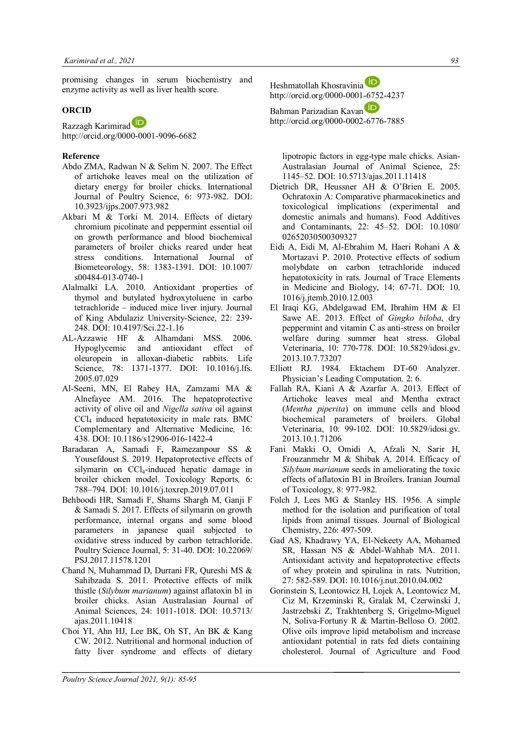promising changes in serum biochemistry and enzyme activity as well as liver health score.

## ORCID

Razzagh Karimirad
http://orcid.org/0000-0001-9096-6682

Heshmatollah Khosravinia
http://orcid.org/0000-0001-6752-4237

Bahman Parizadian Kavan
http://orcid.org/0000-0002-6776-7885

## Reference

Abdo ZMA, Radwan N & Selim N. 2007. The Effect of artichoke leaves meal on the utilization of dietary energy for broiler chicks. International Journal of Poultry Science, 6: 973-982. DOI: 10.3923/ijps.2007.973.982

Akbari M & Torki M. 2014. Effects of dietary chromium picolinate and peppermint essential oil on growth performance and blood biochemical parameters of broiler chicks reared under heat stress conditions. International Journal of Biometeorology, 58: 1383-1391. DOI: 10.1007/s00484-013-0740-1

Alalmalki LA. 2010. Antioxidant properties of thymol and butylated hydroxytoluene in carbo tetrachloride – induced mice liver injury. Journal of King Abdulaziz University-Science, 22: 239-248. DOI: 10.4197/Sci.22-1.16

AL-Azzawie HF & Alhamdani MSS. 2006. Hypoglycemic and antioxidant effect of oleuropein in alloxan-diabetic rabbits. Life Science, 78: 1371-1377. DOI: 10.1016/j.lfs.2005.07.029

Al-Seeni, MN, El Rabey HA, Zamzami MA & Alnefayee AM. 2016. The hepatoprotective activity of olive oil and *Nigella sativa* oil against $CCl_4$ induced hepatotoxicity in male rats. BMC Complementary and Alternative Medicine, 16: 438. DOI: 10.1186/s12906-016-1422-4

Baradaran A, Samadi F, Ramezanpour SS & Yousefdoust S. 2019. Hepatoprotective effects of silymarin on $CCl_4$-induced hepatic damage in broiler chicken model. Toxicology Reports, 6: 788–794. DOI: 10.1016/j.toxrep.2019.07.011

Behboodi HR, Samadi F, Shams Shargh M, Ganji F & Samadi S. 2017. Effects of silymarin on growth performance, internal organs and some blood parameters in japanese quail subjected to oxidative stress induced by carbon tetrachloride. Poultry Science Journal, 5: 31-40. DOI: 10.22069/PSJ.2017.11578.1201

Chand N, Muhammad D, Durrani FR, Qureshi MS & Sahibzada S. 2011. Protective effects of milk thistle (*Silybum marianum*) against aflatoxin b1 in broiler chicks. Asian Australasian Journal of Animal Sciences, 24: 1011-1018. DOI: 10.5713/ajas.2011.10418

Choi YI, Ahn HJ, Lee BK, Oh ST, An BK & Kang CW. 2012. Nutritional and hormonal induction of fatty liver syndrome and effects of dietary lipotropic factors in egg-type male chicks. Asian-Australasian Journal of Animal Science, 25: 1145–52. DOI: 10.5713/ajas.2011.11418

Dietrich DR, Heussner AH & O'Brien E. 2005. Ochratoxin A: Comparative pharmacokinetics and toxicological implications (experimental and domestic animals and humans). Food Additives and Contaminants, 22: 45–52. DOI: 10.1080/02652030500309327

Eidi A, Eidi M, Al-Ebrahim M, Haeri Rohani A & Mortazavi P. 2010. Protective effects of sodium molybdate on carbon tetrachloride induced hepatotoxicity in rats. Journal of Trace Elements in Medicine and Biology, 14: 67-71. DOI: 10.1016/j.jtemb.2010.12.003

El Iraqi KG, Abdelgawad EM, Ibrahim HM & El Sawe AE. 2013. Effect of *Gingko biloba*, dry peppermint and vitamin C as anti-stress on broiler welfare during summer heat stress. Global Veterinaria, 10: 770-778. DOI: 10.5829/idosi.gv.2013.10.7.73207

Elliott RJ. 1984. Ektachem DT-60 Analyzer. Physician's Leading Computation. 2: 6.

Fallah RA, Kiani A & Azarfar A. 2013. Effect of Artichoke leaves meal and Mentha extract (*Mentha piperita*) on immune cells and blood biochemical parameters of broilers. Global Veterinaria, 10: 99-102. DOI: 10.5829/idosi.gv.2013.10.1.71206

Fani Makki O, Omidi A, Afzali N, Sarir H, Frouzanmehr M & Shibak A. 2014. Efficacy of *Silybum marianum* seeds in ameliorating the toxic effects of aflatoxin B1 in Broilers. Iranian Journal of Toxicology, 8: 977-982.

Folch J, Lees MG & Stanley HS. 1956. A simple method for the isolation and purification of total lipids from animal tissues. Journal of Biological Chemistry, 226: 497-509.

Gad AS, Khadrawy YA, El-Nekeety AA, Mohamed SR, Hassan NS & Abdel-Wahhab MA. 2011. Antioxidant activity and hepatoprotective effects of whey protein and spirulina in rats. Nutrition, 27: 582-589. DOI: 10.1016/j.nut.2010.04.002

Gorinstein S, Leontowicz H, Lojek A, Leontowicz M, Ciz M, Krzeminski R, Gralak M, Czerwinski J, Jastrzebski Z, Trakhtenberg S, Grigelmo-Miguel N, Soliva-Fortuny R & Martin-Belloso O. 2002. Olive oils improve lipid metabolism and increase antioxidant potential in rats fed diets containing cholesterol. Journal of Agriculture and Food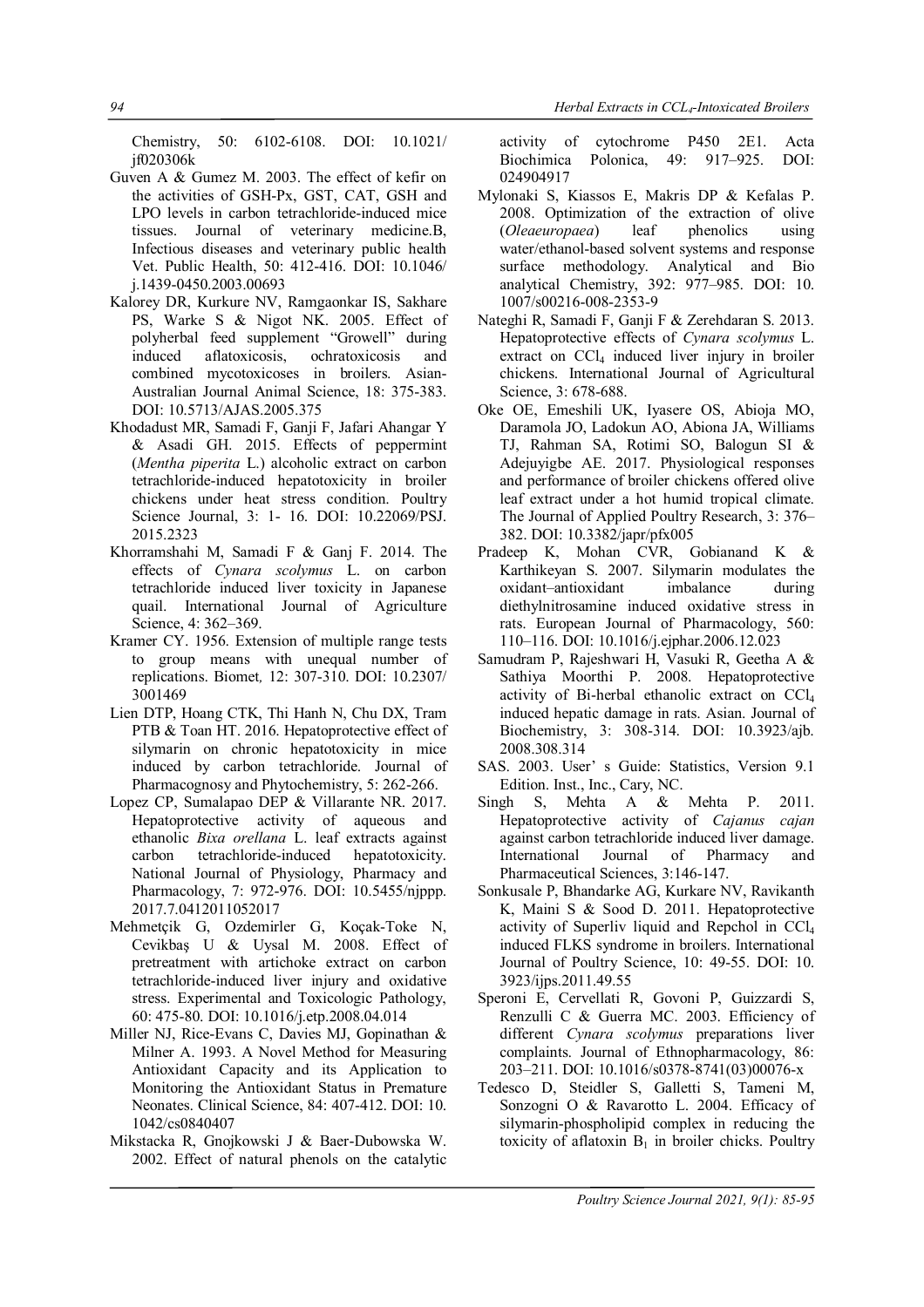Chemistry, 50: 6102-6108. DOI: 10.1021/jf020306k

Guven A & Gumez M. 2003. The effect of kefir on the activities of GSH-Px, GST, CAT, GSH and LPO levels in carbon tetrachloride-induced mice tissues. Journal of veterinary medicine.B, Infectious diseases and veterinary public health Vet. Public Health, 50: 412-416. DOI: 10.1046/j.1439-0450.2003.00693

Kalorey DR, Kurkure NV, Ramgaonkar IS, Sakhare PS, Warke S & Nigot NK. 2005. Effect of polyherbal feed supplement "Growell" during induced aflatoxicosis, ochratoxicosis and combined mycotoxicoses in broilers. Asian-Australian Journal Animal Science, 18: 375-383. DOI: 10.5713/AJAS.2005.375

Khodadust MR, Samadi F, Ganji F, Jafari Ahangar Y & Asadi GH. 2015. Effects of peppermint (*Mentha piperita* L.) alcoholic extract on carbon tetrachloride-induced hepatotoxicity in broiler chickens under heat stress condition. Poultry Science Journal, 3: 1- 16. DOI: 10.22069/PSJ.2015.2323

Khorramshahi M, Samadi F & Ganj F. 2014. The effects of *Cynara scolymus* L. on carbon tetrachloride induced liver toxicity in Japanese quail. International Journal of Agriculture Science, 4: 362–369.

Kramer CY. 1956. Extension of multiple range tests to group means with unequal number of replications. Biomet, 12: 307-310. DOI: 10.2307/3001469

Lien DTP, Hoang CTK, Thi Hanh N, Chu DX, Tram PTB & Toan HT. 2016. Hepatoprotective effect of silymarin on chronic hepatotoxicity in mice induced by carbon tetrachloride. Journal of Pharmacognosy and Phytochemistry, 5: 262-266.

Lopez CP, Sumalapao DEP & Villarante NR. 2017. Hepatoprotective activity of aqueous and ethanolic *Bixa orellana* L. leaf extracts against carbon tetrachloride-induced hepatotoxicity. National Journal of Physiology, Pharmacy and Pharmacology, 7: 972-976. DOI: 10.5455/njppp.2017.7.0412011052017

Mehmetçik G, Ozdemirler G, Koçak-Toke N, Cevikbaş U & Uysal M. 2008. Effect of pretreatment with artichoke extract on carbon tetrachloride-induced liver injury and oxidative stress. Experimental and Toxicologic Pathology, 60: 475-80. DOI: 10.1016/j.etp.2008.04.014

Miller NJ, Rice-Evans C, Davies MJ, Gopinathan & Milner A. 1993. A Novel Method for Measuring Antioxidant Capacity and its Application to Monitoring the Antioxidant Status in Premature Neonates. Clinical Science, 84: 407-412. DOI: 10.1042/cs0840407

Mikstacka R, Gnojkowski J & Baer-Dubowska W. 2002. Effect of natural phenols on the catalytic activity of cytochrome P450 2E1. Acta Biochimica Polonica, 49: 917–925. DOI: 024904917

Mylonaki S, Kiassos E, Makris DP & Kefalas P. 2008. Optimization of the extraction of olive (*Oleaeuropaea*) leaf phenolics using water/ethanol-based solvent systems and response surface methodology. Analytical and Bio analytical Chemistry, 392: 977–985. DOI: 10.1007/s00216-008-2353-9

Nateghi R, Samadi F, Ganji F & Zerehdaran S. 2013. Hepatoprotective effects of *Cynara scolymus* L. extract on $CCl_4$ induced liver injury in broiler chickens. International Journal of Agricultural Science, 3: 678-688.

Oke OE, Emeshili UK, Iyasere OS, Abioja MO, Daramola JO, Ladokun AO, Abiona JA, Williams TJ, Rahman SA, Rotimi SO, Balogun SI & Adejuyigbe AE. 2017. Physiological responses and performance of broiler chickens offered olive leaf extract under a hot humid tropical climate. The Journal of Applied Poultry Research, 3: 376–382. DOI: 10.3382/japr/pfx005

Pradeep K, Mohan CVR, Gobianand K & Karthikeyan S. 2007. Silymarin modulates the oxidant–antioxidant imbalance during diethylnitrosamine induced oxidative stress in rats. European Journal of Pharmacology, 560: 110–116. DOI: 10.1016/j.ejphar.2006.12.023

Samudram P, Rajeshwari H, Vasuki R, Geetha A & Sathiya Moorthi P. 2008. Hepatoprotective activity of Bi-herbal ethanolic extract on $CCl_4$ induced hepatic damage in rats. Asian. Journal of Biochemistry, 3: 308-314. DOI: 10.3923/ajb.2008.308.314

SAS. 2003. User' s Guide: Statistics, Version 9.1 Edition. Inst., Inc., Cary, NC.

Singh S, Mehta A & Mehta P. 2011. Hepatoprotective activity of *Cajanus cajan* against carbon tetrachloride induced liver damage. International Journal of Pharmacy and Pharmaceutical Sciences, 3:146-147.

Sonkusale P, Bhandarke AG, Kurkare NV, Ravikanth K, Maini S & Sood D. 2011. Hepatoprotective activity of Superliv liquid and Repchol in $CCl_4$ induced FLKS syndrome in broilers. International Journal of Poultry Science, 10: 49-55. DOI: 10.3923/ijps.2011.49.55

Speroni E, Cervellati R, Govoni P, Guizzardi S, Renzulli C & Guerra MC. 2003. Efficiency of different *Cynara scolymus* preparations liver complaints. Journal of Ethnopharmacology, 86: 203–211. DOI: 10.1016/s0378-8741(03)00076-x

Tedesco D, Steidler S, Galletti S, Tameni M, Sonzogni O & Ravarotto L. 2004. Efficacy of silymarin-phospholipid complex in reducing the toxicity of aflatoxin $B_1$ in broiler chicks. Poultry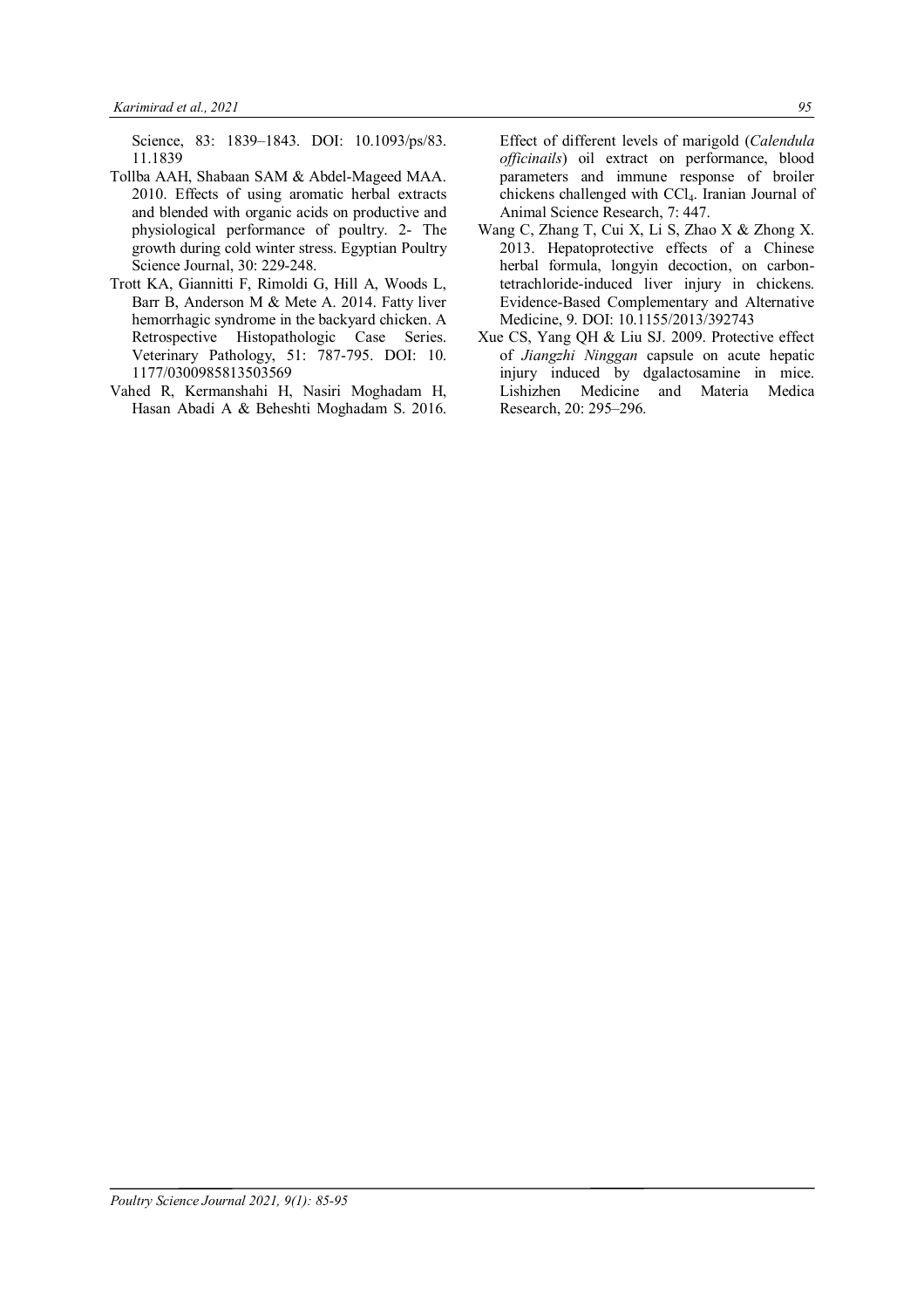Science, 83: 1839–1843. DOI: 10.1093/ps/83. 11.1839

Tollba AAH, Shabaan SAM & Abdel-Mageed MAA. 2010. Effects of using aromatic herbal extracts and blended with organic acids on productive and physiological performance of poultry. 2- The growth during cold winter stress. Egyptian Poultry Science Journal, 30: 229-248.

Trott KA, Giannitti F, Rimoldi G, Hill A, Woods L, Barr B, Anderson M & Mete A. 2014. Fatty liver hemorrhagic syndrome in the backyard chicken. A Retrospective Histopathologic Case Series. Veterinary Pathology, 51: 787-795. DOI: 10. 1177/0300985813503569

Vahed R, Kermanshahi H, Nasiri Moghadam H, Hasan Abadi A & Beheshti Moghadam S. 2016. Effect of different levels of marigold (*Calendula officinails*) oil extract on performance, blood parameters and immune response of broiler chickens challenged with $CCl_4$. Iranian Journal of Animal Science Research, 7: 447.

Wang C, Zhang T, Cui X, Li S, Zhao X & Zhong X. 2013. Hepatoprotective effects of a Chinese herbal formula, longyin decoction, on carbon-tetrachloride-induced liver injury in chickens. Evidence-Based Complementary and Alternative Medicine, 9. DOI: 10.1155/2013/392743

Xue CS, Yang QH & Liu SJ. 2009. Protective effect of *Jiangzhi Ninggan* capsule on acute hepatic injury induced by dgalactosamine in mice. Lishizhen Medicine and Materia Medica Research, 20: 295–296.